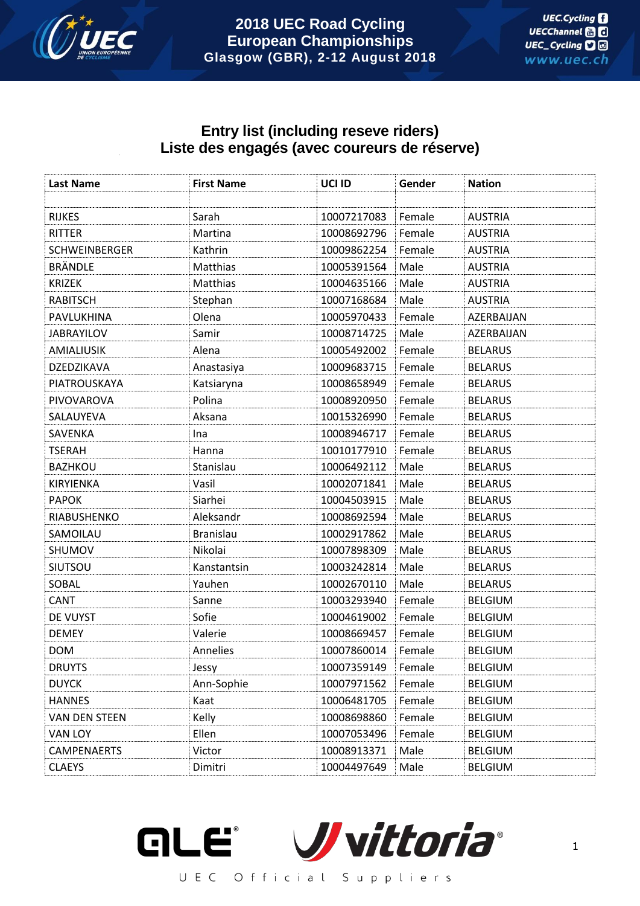# 2018 UEC Road Cycling European Championships
Glasgow (GBR), 2-12 August 2018

## Entry list (including reseve riders)
## Liste des engagés (avec coureurs de réserve)

| Last Name | First Name | UCI ID | Gender | Nation |
|---|---|---|---|---|
| | | | | |
| RIJKES | Sarah | 10007217083 | Female | AUSTRIA |
| RITTER | Martina | 10008692796 | Female | AUSTRIA |
| SCHWEINBERGER | Kathrin | 10009862254 | Female | AUSTRIA |
| BRÄNDLE | Matthias | 10005391564 | Male | AUSTRIA |
| KRIZEK | Matthias | 10004635166 | Male | AUSTRIA |
| RABITSCH | Stephan | 10007168684 | Male | AUSTRIA |
| PAVLUKHINA | Olena | 10005970433 | Female | AZERBAIJAN |
| JABRAYILOV | Samir | 10008714725 | Male | AZERBAIJAN |
| AMIALIUSIK | Alena | 10005492002 | Female | BELARUS |
| DZEDZIKAVA | Anastasiya | 10009683715 | Female | BELARUS |
| PIATROUSKAYA | Katsiaryna | 10008658949 | Female | BELARUS |
| PIVOVAROVA | Polina | 10008920950 | Female | BELARUS |
| SALAUYEVA | Aksana | 10015326990 | Female | BELARUS |
| SAVENKA | Ina | 10008946717 | Female | BELARUS |
| TSERAH | Hanna | 10010177910 | Female | BELARUS |
| BAZHKOU | Stanislau | 10006492112 | Male | BELARUS |
| KIRYIENKA | Vasil | 10002071841 | Male | BELARUS |
| PAPOK | Siarhei | 10004503915 | Male | BELARUS |
| RIABUSHENKO | Aleksandr | 10008692594 | Male | BELARUS |
| SAMOILAU | Branislau | 10002917862 | Male | BELARUS |
| SHUMOV | Nikolai | 10007898309 | Male | BELARUS |
| SIUTSOU | Kanstantsin | 10003242814 | Male | BELARUS |
| SOBAL | Yauhen | 10002670110 | Male | BELARUS |
| CANT | Sanne | 10003293940 | Female | BELGIUM |
| DE VUYST | Sofie | 10004619002 | Female | BELGIUM |
| DEMEY | Valerie | 10008669457 | Female | BELGIUM |
| DOM | Annelies | 10007860014 | Female | BELGIUM |
| DRUYTS | Jessy | 10007359149 | Female | BELGIUM |
| DUYCK | Ann-Sophie | 10007971562 | Female | BELGIUM |
| HANNES | Kaat | 10006481705 | Female | BELGIUM |
| VAN DEN STEEN | Kelly | 10008698860 | Female | BELGIUM |
| VAN LOY | Ellen | 10007053496 | Female | BELGIUM |
| CAMPENAERTS | Victor | 10008913371 | Male | BELGIUM |
| CLAEYS | Dimitri | 10004497649 | Male | BELGIUM |

UEC Official Suppliers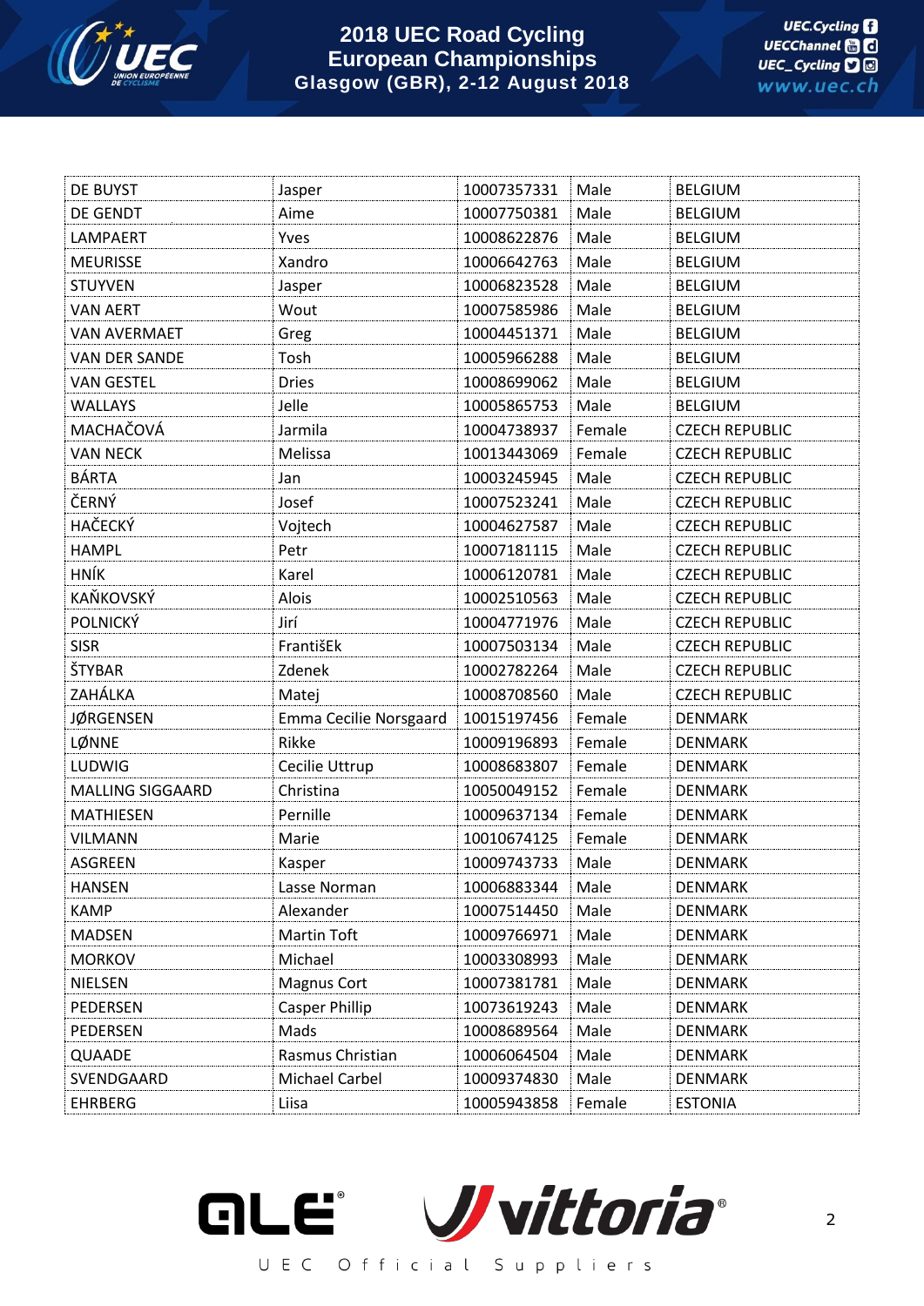| DE BUYST | Jasper | 10007357331 | Male | BELGIUM |
|---|---|---|---|---|
| DE GENDT | Aime | 10007750381 | Male | BELGIUM |
| LAMPAERT | Yves | 10008622876 | Male | BELGIUM |
| MEURISSE | Xandro | 10006642763 | Male | BELGIUM |
| STUYVEN | Jasper | 10006823528 | Male | BELGIUM |
| VAN AERT | Wout | 10007585986 | Male | BELGIUM |
| VAN AVERMAET | Greg | 10004451371 | Male | BELGIUM |
| VAN DER SANDE | Tosh | 10005966288 | Male | BELGIUM |
| VAN GESTEL | Dries | 10008699062 | Male | BELGIUM |
| WALLAYS | Jelle | 10005865753 | Male | BELGIUM |
| MACHAČOVÁ | Jarmila | 10004738937 | Female | CZECH REPUBLIC |
| VAN NECK | Melissa | 10013443069 | Female | CZECH REPUBLIC |
| BÁRTA | Jan | 10003245945 | Male | CZECH REPUBLIC |
| ČERNÝ | Josef | 10007523241 | Male | CZECH REPUBLIC |
| HAČECKÝ | Vojtech | 10004627587 | Male | CZECH REPUBLIC |
| HAMPL | Petr | 10007181115 | Male | CZECH REPUBLIC |
| HNÍK | Karel | 10006120781 | Male | CZECH REPUBLIC |
| KAŇKOVSKÝ | Alois | 10002510563 | Male | CZECH REPUBLIC |
| POLNICKÝ | Jirí | 10004771976 | Male | CZECH REPUBLIC |
| SISR | FrantišEk | 10007503134 | Male | CZECH REPUBLIC |
| ŠTYBAR | Zdenek | 10002782264 | Male | CZECH REPUBLIC |
| ZAHÁLKA | Matej | 10008708560 | Male | CZECH REPUBLIC |
| JØRGENSEN | Emma Cecilie Norsgaard | 10015197456 | Female | DENMARK |
| LØNNE | Rikke | 10009196893 | Female | DENMARK |
| LUDWIG | Cecilie Uttrup | 10008683807 | Female | DENMARK |
| MALLING SIGGAARD | Christina | 10050049152 | Female | DENMARK |
| MATHIESEN | Pernille | 10009637134 | Female | DENMARK |
| VILMANN | Marie | 10010674125 | Female | DENMARK |
| ASGREEN | Kasper | 10009743733 | Male | DENMARK |
| HANSEN | Lasse Norman | 10006883344 | Male | DENMARK |
| KAMP | Alexander | 10007514450 | Male | DENMARK |
| MADSEN | Martin Toft | 10009766971 | Male | DENMARK |
| MORKOV | Michael | 10003308993 | Male | DENMARK |
| NIELSEN | Magnus Cort | 10007381781 | Male | DENMARK |
| PEDERSEN | Casper Phillip | 10073619243 | Male | DENMARK |
| PEDERSEN | Mads | 10008689564 | Male | DENMARK |
| QUAADE | Rasmus Christian | 10006064504 | Male | DENMARK |
| SVENDGAARD | Michael Carbel | 10009374830 | Male | DENMARK |
| EHRBERG | Liisa | 10005943858 | Female | ESTONIA |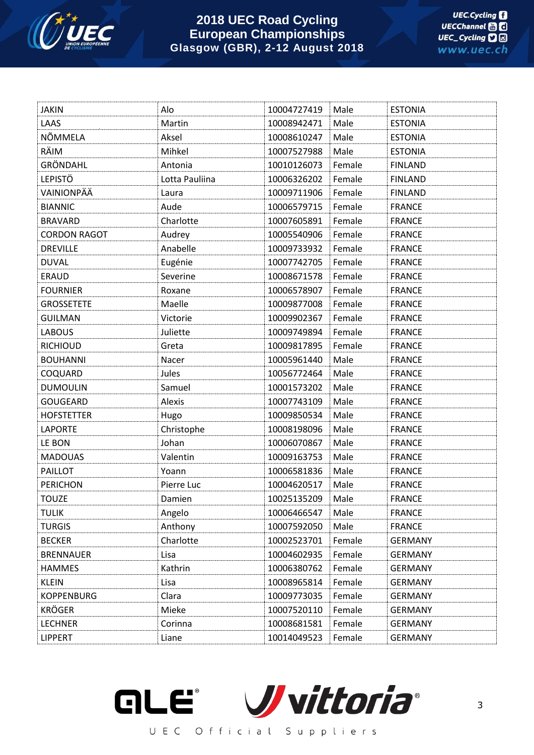| JAKIN | Alo | 10004727419 | Male | ESTONIA |
|---|---|---|---|---|
| LAAS | Martin | 10008942471 | Male | ESTONIA |
| NÕMMELA | Aksel | 10008610247 | Male | ESTONIA |
| RÄIM | Mihkel | 10007527988 | Male | ESTONIA |
| GRÖNDAHL | Antonia | 10010126073 | Female | FINLAND |
| LEPISTÖ | Lotta Pauliina | 10006326202 | Female | FINLAND |
| VAINIONPÄÄ | Laura | 10009711906 | Female | FINLAND |
| BIANNIC | Aude | 10006579715 | Female | FRANCE |
| BRAVARD | Charlotte | 10007605891 | Female | FRANCE |
| CORDON RAGOT | Audrey | 10005540906 | Female | FRANCE |
| DREVILLE | Anabelle | 10009733932 | Female | FRANCE |
| DUVAL | Eugénie | 10007742705 | Female | FRANCE |
| ERAUD | Severine | 10008671578 | Female | FRANCE |
| FOURNIER | Roxane | 10006578907 | Female | FRANCE |
| GROSSETETE | Maelle | 10009877008 | Female | FRANCE |
| GUILMAN | Victorie | 10009902367 | Female | FRANCE |
| LABOUS | Juliette | 10009749894 | Female | FRANCE |
| RICHIOUD | Greta | 10009817895 | Female | FRANCE |
| BOUHANNI | Nacer | 10005961440 | Male | FRANCE |
| COQUARD | Jules | 10056772464 | Male | FRANCE |
| DUMOULIN | Samuel | 10001573202 | Male | FRANCE |
| GOUGEARD | Alexis | 10007743109 | Male | FRANCE |
| HOFSTETTER | Hugo | 10009850534 | Male | FRANCE |
| LAPORTE | Christophe | 10008198096 | Male | FRANCE |
| LE BON | Johan | 10006070867 | Male | FRANCE |
| MADOUAS | Valentin | 10009163753 | Male | FRANCE |
| PAILLOT | Yoann | 10006581836 | Male | FRANCE |
| PERICHON | Pierre Luc | 10004620517 | Male | FRANCE |
| TOUZE | Damien | 10025135209 | Male | FRANCE |
| TULIK | Angelo | 10006466547 | Male | FRANCE |
| TURGIS | Anthony | 10007592050 | Male | FRANCE |
| BECKER | Charlotte | 10002523701 | Female | GERMANY |
| BRENNAUER | Lisa | 10004602935 | Female | GERMANY |
| HAMMES | Kathrin | 10006380762 | Female | GERMANY |
| KLEIN | Lisa | 10008965814 | Female | GERMANY |
| KOPPENBURG | Clara | 10009773035 | Female | GERMANY |
| KRÖGER | Mieke | 10007520110 | Female | GERMANY |
| LECHNER | Corinna | 10008681581 | Female | GERMANY |
| LIPPERT | Liane | 10014049523 | Female | GERMANY |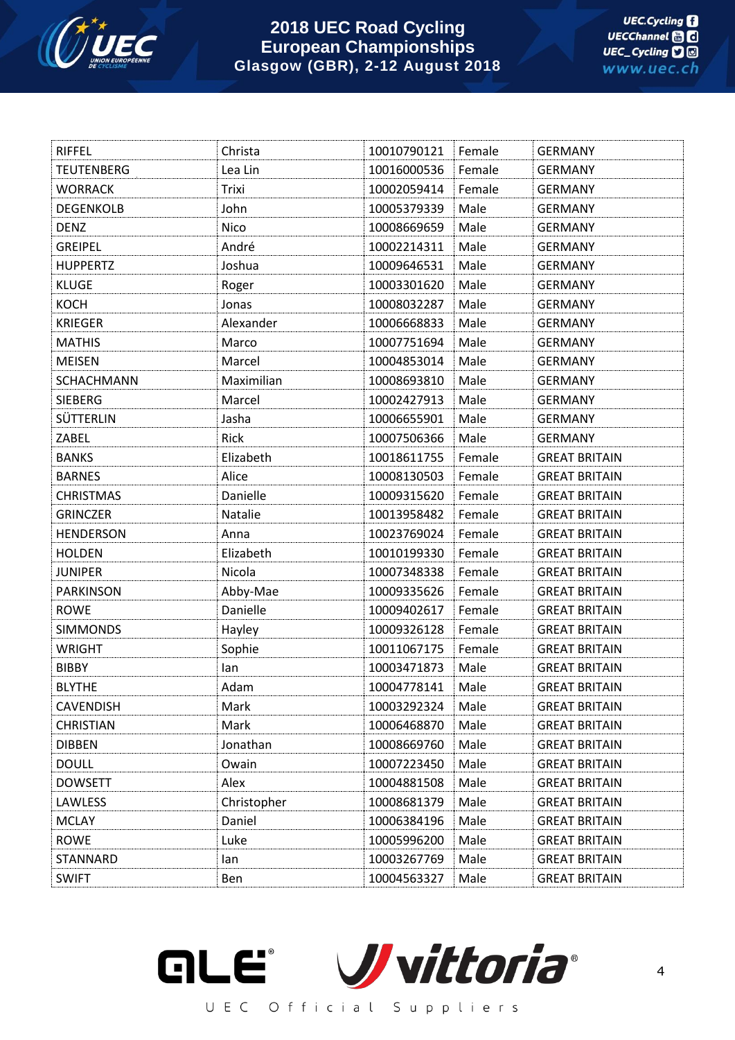| RIFFEL | Christa | 10010790121 | Female | GERMANY |
|---|---|---|---|---|
| TEUTENBERG | Lea Lin | 10016000536 | Female | GERMANY |
| WORRACK | Trixi | 10002059414 | Female | GERMANY |
| DEGENKOLB | John | 10005379339 | Male | GERMANY |
| DENZ | Nico | 10008669659 | Male | GERMANY |
| GREIPEL | André | 10002214311 | Male | GERMANY |
| HUPPERTZ | Joshua | 10009646531 | Male | GERMANY |
| KLUGE | Roger | 10003301620 | Male | GERMANY |
| KOCH | Jonas | 10008032287 | Male | GERMANY |
| KRIEGER | Alexander | 10006668833 | Male | GERMANY |
| MATHIS | Marco | 10007751694 | Male | GERMANY |
| MEISEN | Marcel | 10004853014 | Male | GERMANY |
| SCHACHMANN | Maximilian | 10008693810 | Male | GERMANY |
| SIEBERG | Marcel | 10002427913 | Male | GERMANY |
| SÜTTERLIN | Jasha | 10006655901 | Male | GERMANY |
| ZABEL | Rick | 10007506366 | Male | GERMANY |
| BANKS | Elizabeth | 10018611755 | Female | GREAT BRITAIN |
| BARNES | Alice | 10008130503 | Female | GREAT BRITAIN |
| CHRISTMAS | Danielle | 10009315620 | Female | GREAT BRITAIN |
| GRINCZER | Natalie | 10013958482 | Female | GREAT BRITAIN |
| HENDERSON | Anna | 10023769024 | Female | GREAT BRITAIN |
| HOLDEN | Elizabeth | 10010199330 | Female | GREAT BRITAIN |
| JUNIPER | Nicola | 10007348338 | Female | GREAT BRITAIN |
| PARKINSON | Abby-Mae | 10009335626 | Female | GREAT BRITAIN |
| ROWE | Danielle | 10009402617 | Female | GREAT BRITAIN |
| SIMMONDS | Hayley | 10009326128 | Female | GREAT BRITAIN |
| WRIGHT | Sophie | 10011067175 | Female | GREAT BRITAIN |
| BIBBY | Ian | 10003471873 | Male | GREAT BRITAIN |
| BLYTHE | Adam | 10004778141 | Male | GREAT BRITAIN |
| CAVENDISH | Mark | 10003292324 | Male | GREAT BRITAIN |
| CHRISTIAN | Mark | 10006468870 | Male | GREAT BRITAIN |
| DIBBEN | Jonathan | 10008669760 | Male | GREAT BRITAIN |
| DOULL | Owain | 10007223450 | Male | GREAT BRITAIN |
| DOWSETT | Alex | 10004881508 | Male | GREAT BRITAIN |
| LAWLESS | Christopher | 10008681379 | Male | GREAT BRITAIN |
| MCLAY | Daniel | 10006384196 | Male | GREAT BRITAIN |
| ROWE | Luke | 10005996200 | Male | GREAT BRITAIN |
| STANNARD | Ian | 10003267769 | Male | GREAT BRITAIN |
| SWIFT | Ben | 10004563327 | Male | GREAT BRITAIN |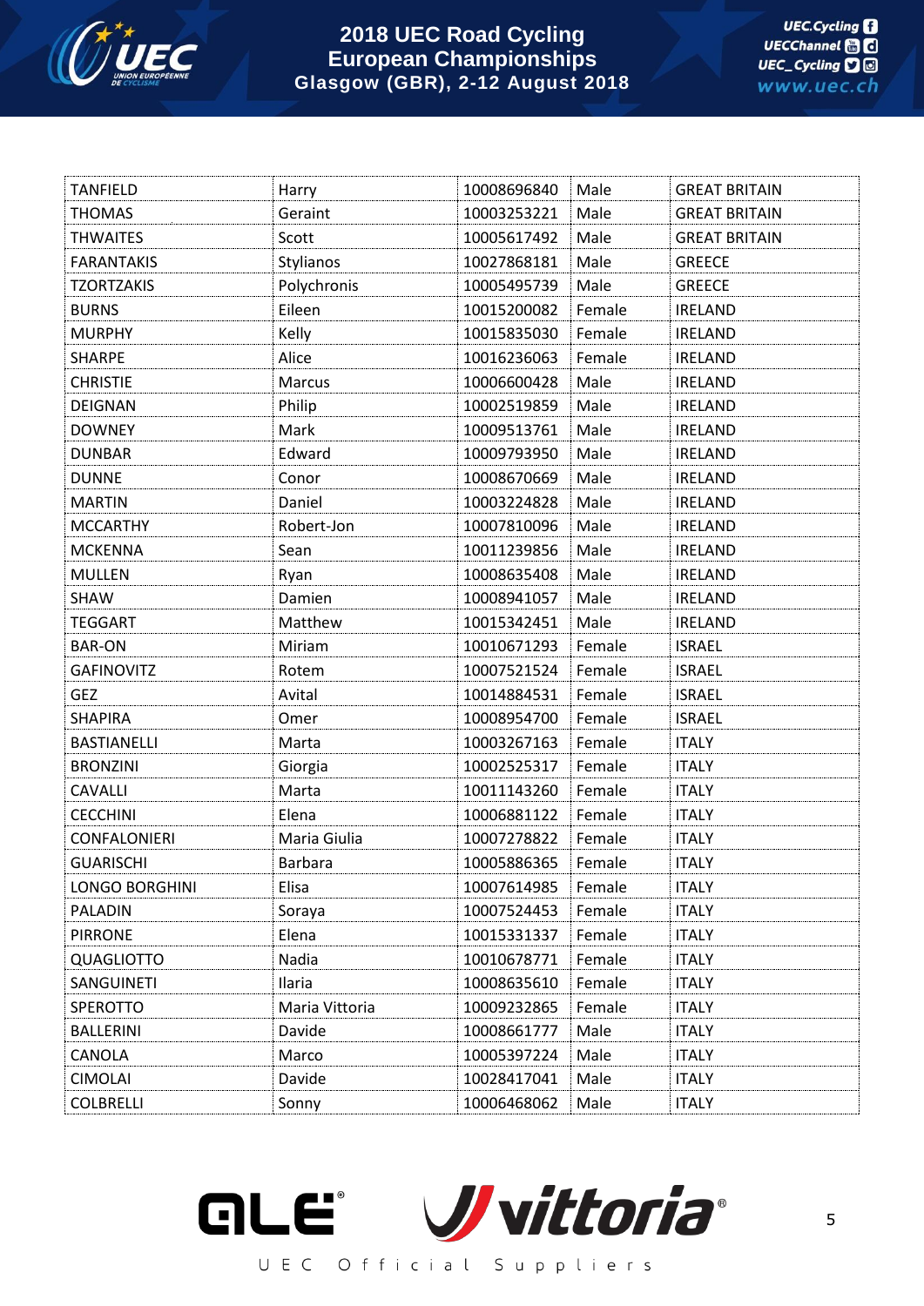| TANFIELD | Harry | 10008696840 | Male | GREAT BRITAIN |
|---|---|---|---|---|
| THOMAS | Geraint | 10003253221 | Male | GREAT BRITAIN |
| THWAITES | Scott | 10005617492 | Male | GREAT BRITAIN |
| FARANTAKIS | Stylianos | 10027868181 | Male | GREECE |
| TZORTZAKIS | Polychronis | 10005495739 | Male | GREECE |
| BURNS | Eileen | 10015200082 | Female | IRELAND |
| MURPHY | Kelly | 10015835030 | Female | IRELAND |
| SHARPE | Alice | 10016236063 | Female | IRELAND |
| CHRISTIE | Marcus | 10006600428 | Male | IRELAND |
| DEIGNAN | Philip | 10002519859 | Male | IRELAND |
| DOWNEY | Mark | 10009513761 | Male | IRELAND |
| DUNBAR | Edward | 10009793950 | Male | IRELAND |
| DUNNE | Conor | 10008670669 | Male | IRELAND |
| MARTIN | Daniel | 10003224828 | Male | IRELAND |
| MCCARTHY | Robert-Jon | 10007810096 | Male | IRELAND |
| MCKENNA | Sean | 10011239856 | Male | IRELAND |
| MULLEN | Ryan | 10008635408 | Male | IRELAND |
| SHAW | Damien | 10008941057 | Male | IRELAND |
| TEGGART | Matthew | 10015342451 | Male | IRELAND |
| BAR-ON | Miriam | 10010671293 | Female | ISRAEL |
| GAFINOVITZ | Rotem | 10007521524 | Female | ISRAEL |
| GEZ | Avital | 10014884531 | Female | ISRAEL |
| SHAPIRA | Omer | 10008954700 | Female | ISRAEL |
| BASTIANELLI | Marta | 10003267163 | Female | ITALY |
| BRONZINI | Giorgia | 10002525317 | Female | ITALY |
| CAVALLI | Marta | 10011143260 | Female | ITALY |
| CECCHINI | Elena | 10006881122 | Female | ITALY |
| CONFALONIERI | Maria Giulia | 10007278822 | Female | ITALY |
| GUARISCHI | Barbara | 10005886365 | Female | ITALY |
| LONGO BORGHINI | Elisa | 10007614985 | Female | ITALY |
| PALADIN | Soraya | 10007524453 | Female | ITALY |
| PIRRONE | Elena | 10015331337 | Female | ITALY |
| QUAGLIOTTO | Nadia | 10010678771 | Female | ITALY |
| SANGUINETI | Ilaria | 10008635610 | Female | ITALY |
| SPEROTTO | Maria Vittoria | 10009232865 | Female | ITALY |
| BALLERINI | Davide | 10008661777 | Male | ITALY |
| CANOLA | Marco | 10005397224 | Male | ITALY |
| CIMOLAI | Davide | 10028417041 | Male | ITALY |
| COLBRELLI | Sonny | 10006468062 | Male | ITALY |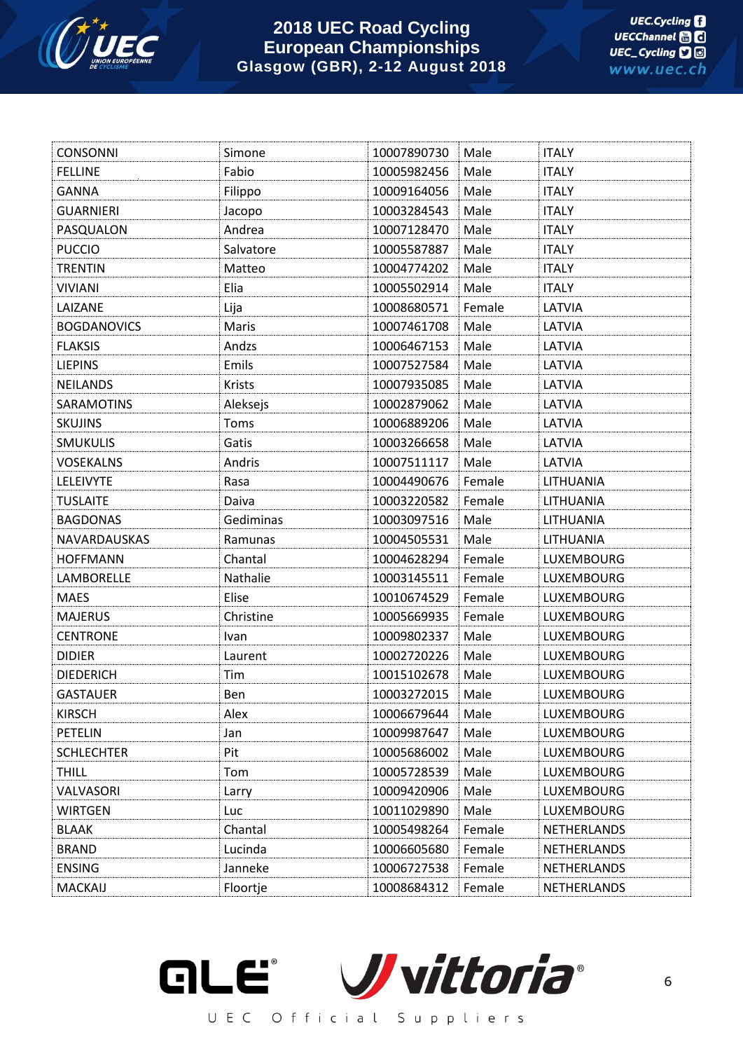| CONSONNI | Simone | 10007890730 | Male | ITALY |
|---|---|---|---|---|
| FELLINE | Fabio | 10005982456 | Male | ITALY |
| GANNA | Filippo | 10009164056 | Male | ITALY |
| GUARNIERI | Jacopo | 10003284543 | Male | ITALY |
| PASQUALON | Andrea | 10007128470 | Male | ITALY |
| PUCCIO | Salvatore | 10005587887 | Male | ITALY |
| TRENTIN | Matteo | 10004774202 | Male | ITALY |
| VIVIANI | Elia | 10005502914 | Male | ITALY |
| LAIZANE | Lija | 10008680571 | Female | LATVIA |
| BOGDANOVICS | Maris | 10007461708 | Male | LATVIA |
| FLAKSIS | Andzs | 10006467153 | Male | LATVIA |
| LIEPINS | Emils | 10007527584 | Male | LATVIA |
| NEILANDS | Krists | 10007935085 | Male | LATVIA |
| SARAMOTINS | Aleksejs | 10002879062 | Male | LATVIA |
| SKUJINS | Toms | 10006889206 | Male | LATVIA |
| SMUKULIS | Gatis | 10003266658 | Male | LATVIA |
| VOSEKALNS | Andris | 10007511117 | Male | LATVIA |
| LELEIVYTE | Rasa | 10004490676 | Female | LITHUANIA |
| TUSLAITE | Daiva | 10003220582 | Female | LITHUANIA |
| BAGDONAS | Gediminas | 10003097516 | Male | LITHUANIA |
| NAVARDAUSKAS | Ramunas | 10004505531 | Male | LITHUANIA |
| HOFFMANN | Chantal | 10004628294 | Female | LUXEMBOURG |
| LAMBORELLE | Nathalie | 10003145511 | Female | LUXEMBOURG |
| MAES | Elise | 10010674529 | Female | LUXEMBOURG |
| MAJERUS | Christine | 10005669935 | Female | LUXEMBOURG |
| CENTRONE | Ivan | 10009802337 | Male | LUXEMBOURG |
| DIDIER | Laurent | 10002720226 | Male | LUXEMBOURG |
| DIEDERICH | Tim | 10015102678 | Male | LUXEMBOURG |
| GASTAUER | Ben | 10003272015 | Male | LUXEMBOURG |
| KIRSCH | Alex | 10006679644 | Male | LUXEMBOURG |
| PETELIN | Jan | 10009987647 | Male | LUXEMBOURG |
| SCHLECHTER | Pit | 10005686002 | Male | LUXEMBOURG |
| THILL | Tom | 10005728539 | Male | LUXEMBOURG |
| VALVASORI | Larry | 10009420906 | Male | LUXEMBOURG |
| WIRTGEN | Luc | 10011029890 | Male | LUXEMBOURG |
| BLAAK | Chantal | 10005498264 | Female | NETHERLANDS |
| BRAND | Lucinda | 10006605680 | Female | NETHERLANDS |
| ENSING | Janneke | 10006727538 | Female | NETHERLANDS |
| MACKAIJ | Floortje | 10008684312 | Female | NETHERLANDS |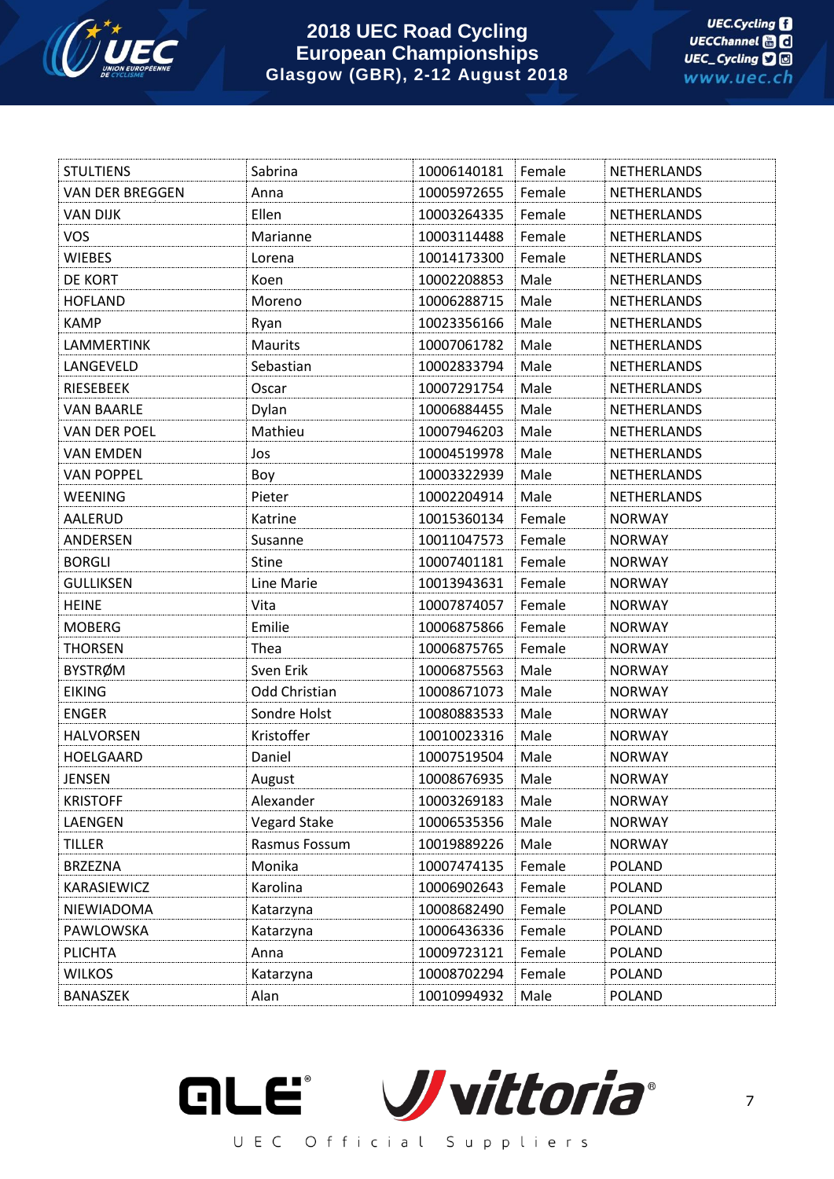| STULTIENS | Sabrina | 10006140181 | Female | NETHERLANDS |
|---|---|---|---|---|
| VAN DER BREGGEN | Anna | 10005972655 | Female | NETHERLANDS |
| VAN DIJK | Ellen | 10003264335 | Female | NETHERLANDS |
| VOS | Marianne | 10003114488 | Female | NETHERLANDS |
| WIEBES | Lorena | 10014173300 | Female | NETHERLANDS |
| DE KORT | Koen | 10002208853 | Male | NETHERLANDS |
| HOFLAND | Moreno | 10006288715 | Male | NETHERLANDS |
| KAMP | Ryan | 10023356166 | Male | NETHERLANDS |
| LAMMERTINK | Maurits | 10007061782 | Male | NETHERLANDS |
| LANGEVELD | Sebastian | 10002833794 | Male | NETHERLANDS |
| RIESEBEEK | Oscar | 10007291754 | Male | NETHERLANDS |
| VAN BAARLE | Dylan | 10006884455 | Male | NETHERLANDS |
| VAN DER POEL | Mathieu | 10007946203 | Male | NETHERLANDS |
| VAN EMDEN | Jos | 10004519978 | Male | NETHERLANDS |
| VAN POPPEL | Boy | 10003322939 | Male | NETHERLANDS |
| WEENING | Pieter | 10002204914 | Male | NETHERLANDS |
| AALERUD | Katrine | 10015360134 | Female | NORWAY |
| ANDERSEN | Susanne | 10011047573 | Female | NORWAY |
| BORGLI | Stine | 10007401181 | Female | NORWAY |
| GULLIKSEN | Line Marie | 10013943631 | Female | NORWAY |
| HEINE | Vita | 10007874057 | Female | NORWAY |
| MOBERG | Emilie | 10006875866 | Female | NORWAY |
| THORSEN | Thea | 10006875765 | Female | NORWAY |
| BYSTRØM | Sven Erik | 10006875563 | Male | NORWAY |
| EIKING | Odd Christian | 10008671073 | Male | NORWAY |
| ENGER | Sondre Holst | 10080883533 | Male | NORWAY |
| HALVORSEN | Kristoffer | 10010023316 | Male | NORWAY |
| HOELGAARD | Daniel | 10007519504 | Male | NORWAY |
| JENSEN | August | 10008676935 | Male | NORWAY |
| KRISTOFF | Alexander | 10003269183 | Male | NORWAY |
| LAENGEN | Vegard Stake | 10006535356 | Male | NORWAY |
| TILLER | Rasmus Fossum | 10019889226 | Male | NORWAY |
| BRZEZNA | Monika | 10007474135 | Female | POLAND |
| KARASIEWICZ | Karolina | 10006902643 | Female | POLAND |
| NIEWIADOMA | Katarzyna | 10008682490 | Female | POLAND |
| PAWLOWSKA | Katarzyna | 10006436336 | Female | POLAND |
| PLICHTA | Anna | 10009723121 | Female | POLAND |
| WILKOS | Katarzyna | 10008702294 | Female | POLAND |
| BANASZEK | Alan | 10010994932 | Male | POLAND |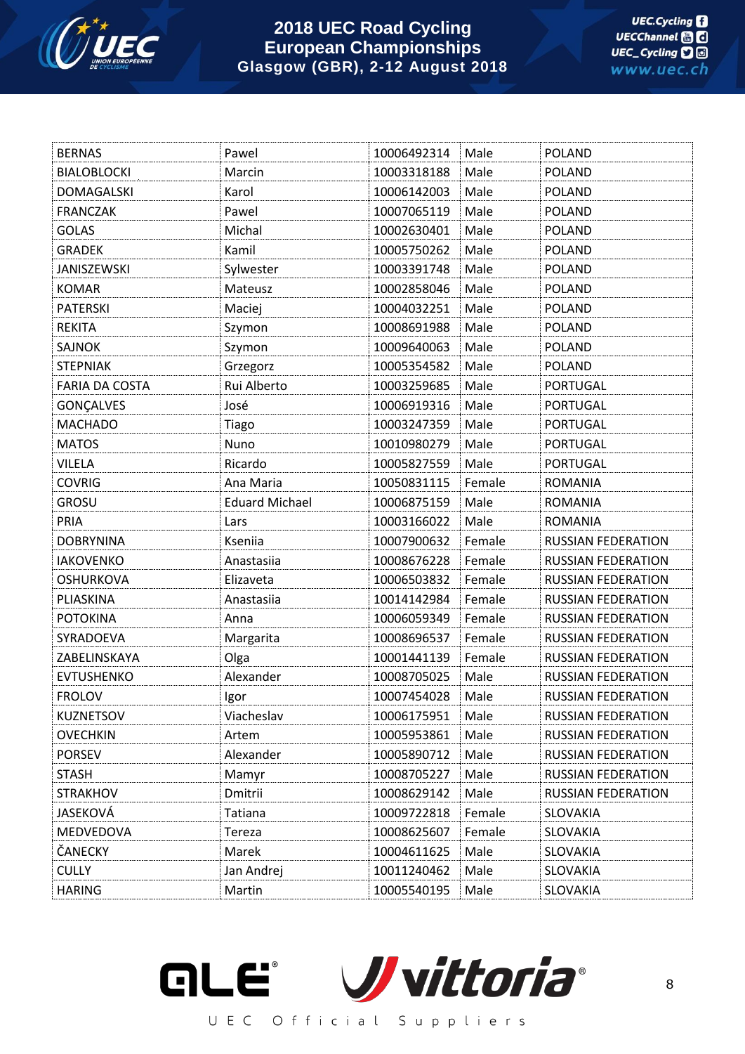| BERNAS | Pawel | 10006492314 | Male | POLAND |
|---|---|---|---|---|
| BIALOBLOCKI | Marcin | 10003318188 | Male | POLAND |
| DOMAGALSKI | Karol | 10006142003 | Male | POLAND |
| FRANCZAK | Pawel | 10007065119 | Male | POLAND |
| GOLAS | Michal | 10002630401 | Male | POLAND |
| GRADEK | Kamil | 10005750262 | Male | POLAND |
| JANISZEWSKI | Sylwester | 10003391748 | Male | POLAND |
| KOMAR | Mateusz | 10002858046 | Male | POLAND |
| PATERSKI | Maciej | 10004032251 | Male | POLAND |
| REKITA | Szymon | 10008691988 | Male | POLAND |
| SAJNOK | Szymon | 10009640063 | Male | POLAND |
| STEPNIAK | Grzegorz | 10005354582 | Male | POLAND |
| FARIA DA COSTA | Rui Alberto | 10003259685 | Male | PORTUGAL |
| GONÇALVES | José | 10006919316 | Male | PORTUGAL |
| MACHADO | Tiago | 10003247359 | Male | PORTUGAL |
| MATOS | Nuno | 10010980279 | Male | PORTUGAL |
| VILELA | Ricardo | 10005827559 | Male | PORTUGAL |
| COVRIG | Ana Maria | 10050831115 | Female | ROMANIA |
| GROSU | Eduard Michael | 10006875159 | Male | ROMANIA |
| PRIA | Lars | 10003166022 | Male | ROMANIA |
| DOBRYNINA | Kseniia | 10007900632 | Female | RUSSIAN FEDERATION |
| IAKOVENKO | Anastasiia | 10008676228 | Female | RUSSIAN FEDERATION |
| OSHURKOVA | Elizaveta | 10006503832 | Female | RUSSIAN FEDERATION |
| PLIASKINA | Anastasiia | 10014142984 | Female | RUSSIAN FEDERATION |
| POTOKINA | Anna | 10006059349 | Female | RUSSIAN FEDERATION |
| SYRADOEVA | Margarita | 10008696537 | Female | RUSSIAN FEDERATION |
| ZABELINSKAYA | Olga | 10001441139 | Female | RUSSIAN FEDERATION |
| EVTUSHENKO | Alexander | 10008705025 | Male | RUSSIAN FEDERATION |
| FROLOV | Igor | 10007454028 | Male | RUSSIAN FEDERATION |
| KUZNETSOV | Viacheslav | 10006175951 | Male | RUSSIAN FEDERATION |
| OVECHKIN | Artem | 10005953861 | Male | RUSSIAN FEDERATION |
| PORSEV | Alexander | 10005890712 | Male | RUSSIAN FEDERATION |
| STASH | Mamyr | 10008705227 | Male | RUSSIAN FEDERATION |
| STRAKHOV | Dmitrii | 10008629142 | Male | RUSSIAN FEDERATION |
| JASEKOVÁ | Tatiana | 10009722818 | Female | SLOVAKIA |
| MEDVEDOVA | Tereza | 10008625607 | Female | SLOVAKIA |
| ČANECKY | Marek | 10004611625 | Male | SLOVAKIA |
| CULLY | Jan Andrej | 10011240462 | Male | SLOVAKIA |
| HARING | Martin | 10005540195 | Male | SLOVAKIA |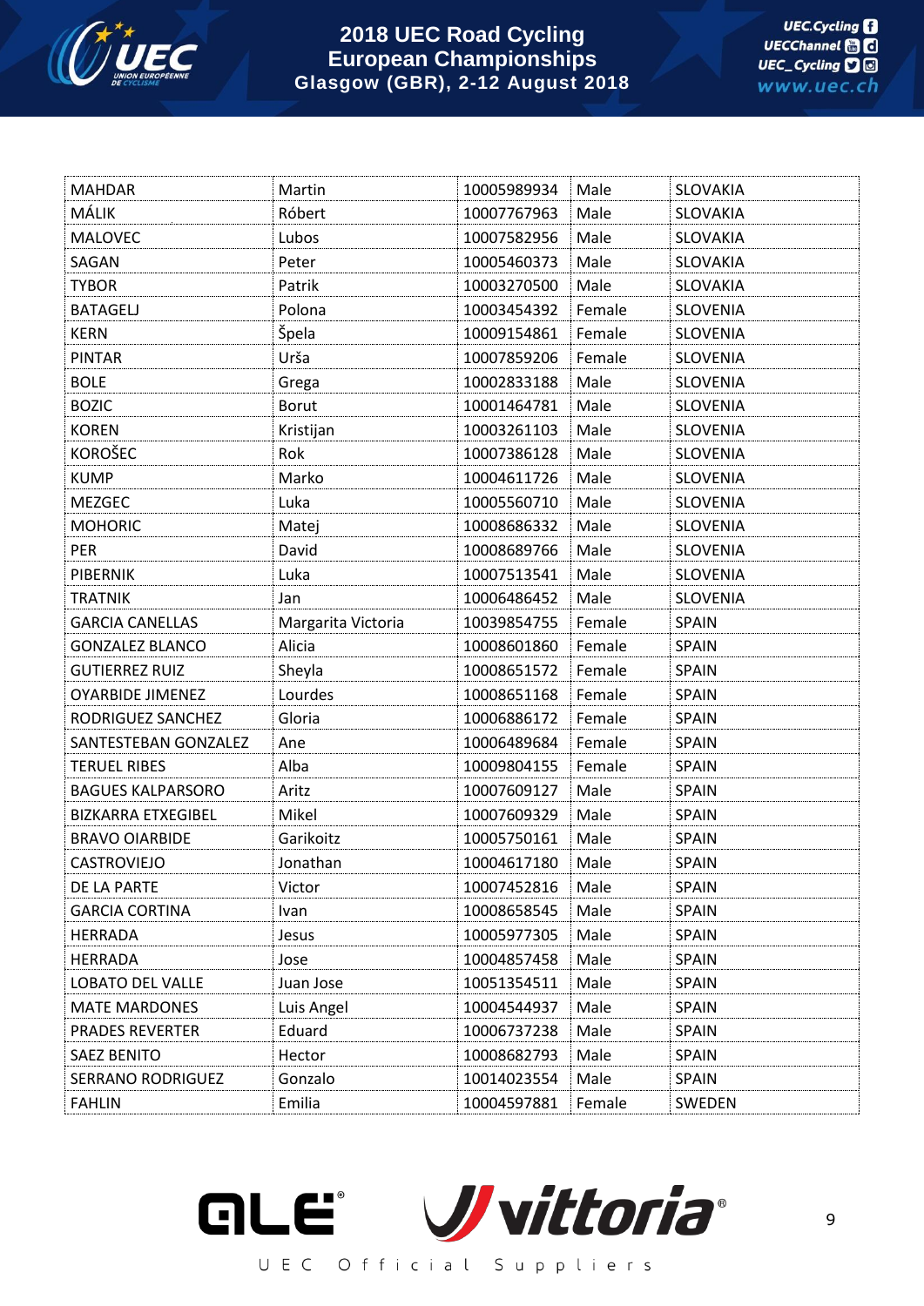| MAHDAR | Martin | 10005989934 | Male | SLOVAKIA |
|---|---|---|---|---|
| MÁLIK | Róbert | 10007767963 | Male | SLOVAKIA |
| MALOVEC | Lubos | 10007582956 | Male | SLOVAKIA |
| SAGAN | Peter | 10005460373 | Male | SLOVAKIA |
| TYBOR | Patrik | 10003270500 | Male | SLOVAKIA |
| BATAGELJ | Polona | 10003454392 | Female | SLOVENIA |
| KERN | Špela | 10009154861 | Female | SLOVENIA |
| PINTAR | Urša | 10007859206 | Female | SLOVENIA |
| BOLE | Grega | 10002833188 | Male | SLOVENIA |
| BOZIC | Borut | 10001464781 | Male | SLOVENIA |
| KOREN | Kristijan | 10003261103 | Male | SLOVENIA |
| KOROŠEC | Rok | 10007386128 | Male | SLOVENIA |
| KUMP | Marko | 10004611726 | Male | SLOVENIA |
| MEZGEC | Luka | 10005560710 | Male | SLOVENIA |
| MOHORIC | Matej | 10008686332 | Male | SLOVENIA |
| PER | David | 10008689766 | Male | SLOVENIA |
| PIBERNIK | Luka | 10007513541 | Male | SLOVENIA |
| TRATNIK | Jan | 10006486452 | Male | SLOVENIA |
| GARCIA CANELLAS | Margarita Victoria | 10039854755 | Female | SPAIN |
| GONZALEZ BLANCO | Alicia | 10008601860 | Female | SPAIN |
| GUTIERREZ RUIZ | Sheyla | 10008651572 | Female | SPAIN |
| OYARBIDE JIMENEZ | Lourdes | 10008651168 | Female | SPAIN |
| RODRIGUEZ SANCHEZ | Gloria | 10006886172 | Female | SPAIN |
| SANTESTEBAN GONZALEZ | Ane | 10006489684 | Female | SPAIN |
| TERUEL RIBES | Alba | 10009804155 | Female | SPAIN |
| BAGUES KALPARSORO | Aritz | 10007609127 | Male | SPAIN |
| BIZKARRA ETXEGIBEL | Mikel | 10007609329 | Male | SPAIN |
| BRAVO OIARBIDE | Garikoitz | 10005750161 | Male | SPAIN |
| CASTROVIEJO | Jonathan | 10004617180 | Male | SPAIN |
| DE LA PARTE | Victor | 10007452816 | Male | SPAIN |
| GARCIA CORTINA | Ivan | 10008658545 | Male | SPAIN |
| HERRADA | Jesus | 10005977305 | Male | SPAIN |
| HERRADA | Jose | 10004857458 | Male | SPAIN |
| LOBATO DEL VALLE | Juan Jose | 10051354511 | Male | SPAIN |
| MATE MARDONES | Luis Angel | 10004544937 | Male | SPAIN |
| PRADES REVERTER | Eduard | 10006737238 | Male | SPAIN |
| SAEZ BENITO | Hector | 10008682793 | Male | SPAIN |
| SERRANO RODRIGUEZ | Gonzalo | 10014023554 | Male | SPAIN |
| FAHLIN | Emilia | 10004597881 | Female | SWEDEN |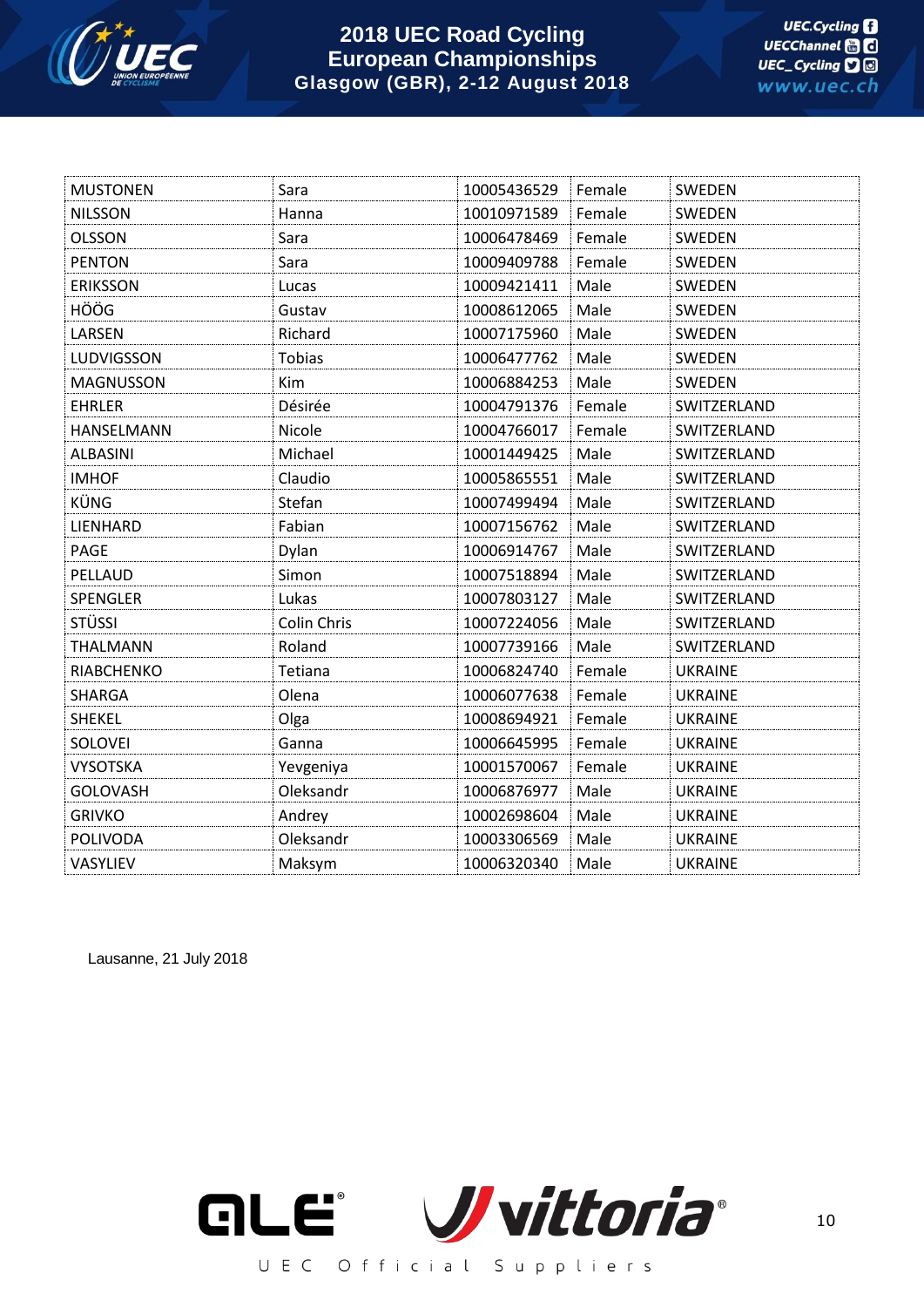| | | | | |
|---|---|---|---|---|
| MUSTONEN | Sara | 10005436529 | Female | SWEDEN |
| NILSSON | Hanna | 10010971589 | Female | SWEDEN |
| OLSSON | Sara | 10006478469 | Female | SWEDEN |
| PENTON | Sara | 10009409788 | Female | SWEDEN |
| ERIKSSON | Lucas | 10009421411 | Male | SWEDEN |
| HÖÖG | Gustav | 10008612065 | Male | SWEDEN |
| LARSEN | Richard | 10007175960 | Male | SWEDEN |
| LUDVIGSSON | Tobias | 10006477762 | Male | SWEDEN |
| MAGNUSSON | Kim | 10006884253 | Male | SWEDEN |
| EHRLER | Désirée | 10004791376 | Female | SWITZERLAND |
| HANSELMANN | Nicole | 10004766017 | Female | SWITZERLAND |
| ALBASINI | Michael | 10001449425 | Male | SWITZERLAND |
| IMHOF | Claudio | 10005865551 | Male | SWITZERLAND |
| KÜNG | Stefan | 10007499494 | Male | SWITZERLAND |
| LIENHARD | Fabian | 10007156762 | Male | SWITZERLAND |
| PAGE | Dylan | 10006914767 | Male | SWITZERLAND |
| PELLAUD | Simon | 10007518894 | Male | SWITZERLAND |
| SPENGLER | Lukas | 10007803127 | Male | SWITZERLAND |
| STÜSSI | Colin Chris | 10007224056 | Male | SWITZERLAND |
| THALMANN | Roland | 10007739166 | Male | SWITZERLAND |
| RIABCHENKO | Tetiana | 10006824740 | Female | UKRAINE |
| SHARGA | Olena | 10006077638 | Female | UKRAINE |
| SHEKEL | Olga | 10008694921 | Female | UKRAINE |
| SOLOVEI | Ganna | 10006645995 | Female | UKRAINE |
| VYSOTSKA | Yevgeniya | 10001570067 | Female | UKRAINE |
| GOLOVASH | Oleksandr | 10006876977 | Male | UKRAINE |
| GRIVKO | Andrey | 10002698604 | Male | UKRAINE |
| POLIVODA | Oleksandr | 10003306569 | Male | UKRAINE |
| VASYLIEV | Maksym | 10006320340 | Male | UKRAINE |

Lausanne, 21 July 2018